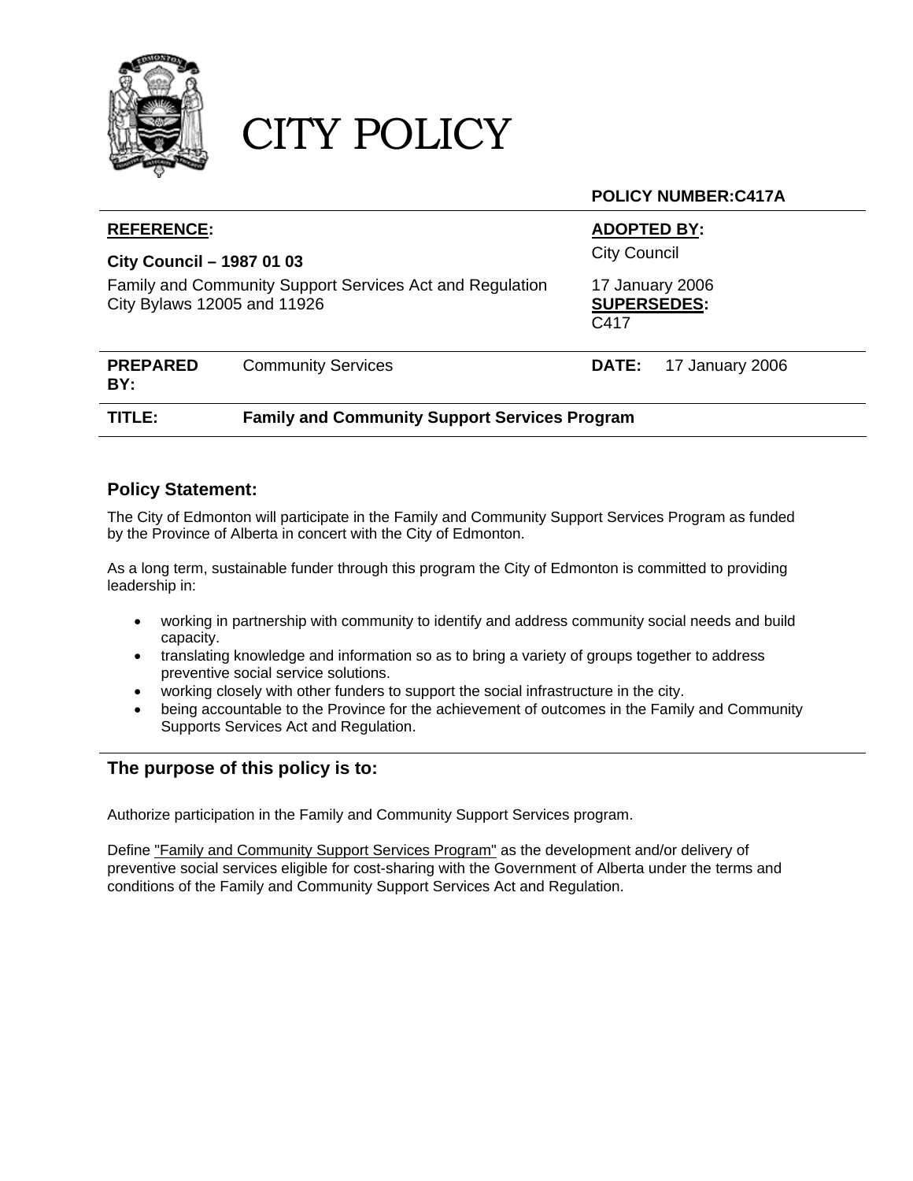# CITY POLICY

**POLICY NUMBER:C417A**

| **REFERENCE:** | | **ADOPTED BY:** |
|---|---|---|
| **City Council – 1987 01 03**<br>Family and Community Support Services Act and Regulation<br>City Bylaws 12005 and 11926 | | City Council<br>17 January 2006<br>**SUPERSEDES:**<br>C417 |
| **PREPARED BY:** | Community Services | **DATE:** 17 January 2006 |
| **TITLE:** | **Family and Community Support Services Program** | |

## Policy Statement:

The City of Edmonton will participate in the Family and Community Support Services Program as funded by the Province of Alberta in concert with the City of Edmonton.

As a long term, sustainable funder through this program the City of Edmonton is committed to providing leadership in:

- working in partnership with community to identify and address community social needs and build capacity.
- translating knowledge and information so as to bring a variety of groups together to address preventive social service solutions.
- working closely with other funders to support the social infrastructure in the city.
- being accountable to the Province for the achievement of outcomes in the Family and Community Supports Services Act and Regulation.

## The purpose of this policy is to:

Authorize participation in the Family and Community Support Services program.

Define "Family and Community Support Services Program" as the development and/or delivery of preventive social services eligible for cost-sharing with the Government of Alberta under the terms and conditions of the Family and Community Support Services Act and Regulation.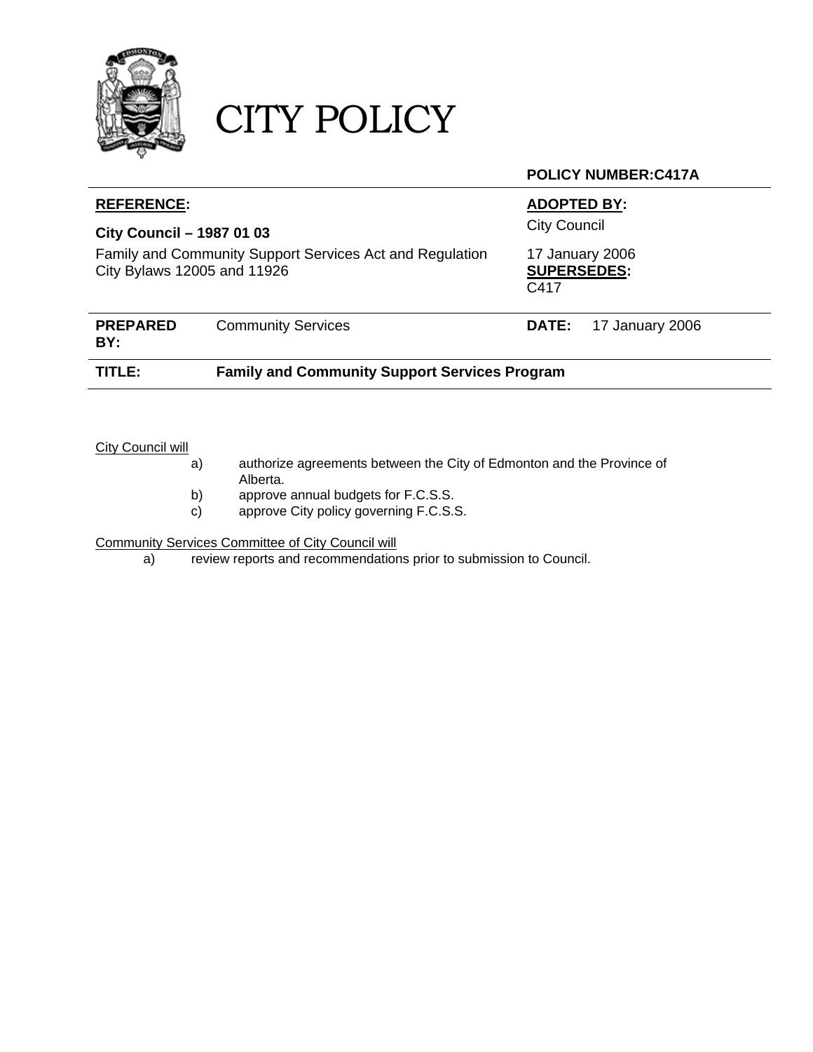# CITY POLICY

**POLICY NUMBER:C417A**

| | |
|---|---|
| **REFERENCE:**<br>**City Council – 1987 01 03**<br>Family and Community Support Services Act and Regulation<br>City Bylaws 12005 and 11926 | **ADOPTED BY:**<br>City Council<br>17 January 2006<br>**SUPERSEDES:**<br>C417 |
| **PREPARED BY:** Community Services | **DATE:** 17 January 2006 |
| **TITLE:** | **Family and Community Support Services Program** |

City Council will

a) authorize agreements between the City of Edmonton and the Province of Alberta.

b) approve annual budgets for F.C.S.S.

c) approve City policy governing F.C.S.S.

Community Services Committee of City Council will

a) review reports and recommendations prior to submission to Council.